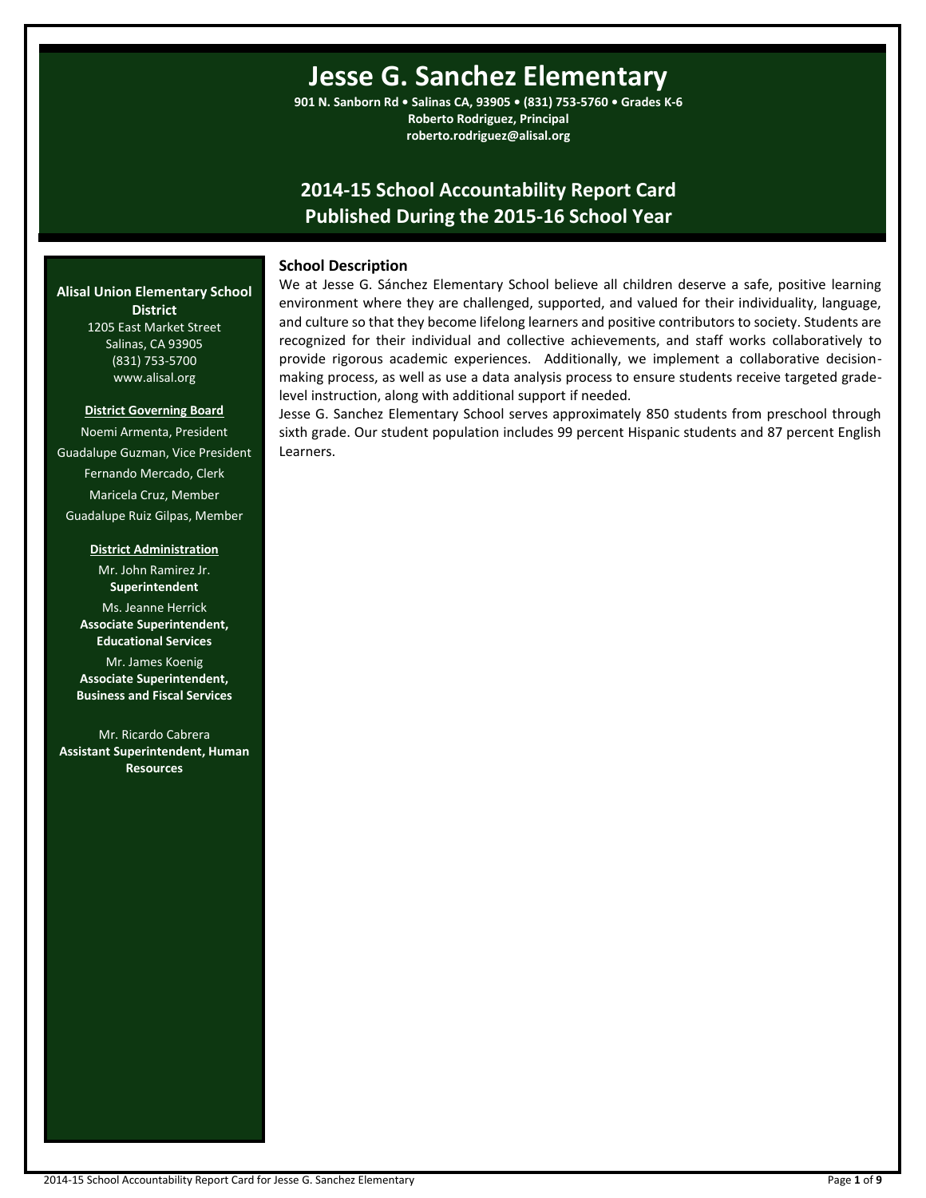# Jesse G. Sanchez Elementary

**901 N. Sanborn Rd • Salinas CA, 93905 • (831) 753-5760 • Grades K-6**
**Roberto Rodriguez, Principal**
**roberto.rodriguez@alisal.org**

## 2014-15 School Accountability Report Card
## Published During the 2015-16 School Year

**Alisal Union Elementary School District**
1205 East Market Street
Salinas, CA 93905
(831) 753-5700
www.alisal.org

**District Governing Board**

Noemi Armenta, President
Guadalupe Guzman, Vice President
Fernando Mercado, Clerk
Maricela Cruz, Member
Guadalupe Ruiz Gilpas, Member

**District Administration**

Mr. John Ramirez Jr.
**Superintendent**

Ms. Jeanne Herrick
**Associate Superintendent, Educational Services**

Mr. James Koenig
**Associate Superintendent, Business and Fiscal Services**

Mr. Ricardo Cabrera
**Assistant Superintendent, Human Resources**

### School Description

We at Jesse G. Sánchez Elementary School believe all children deserve a safe, positive learning environment where they are challenged, supported, and valued for their individuality, language, and culture so that they become lifelong learners and positive contributors to society. Students are recognized for their individual and collective achievements, and staff works collaboratively to provide rigorous academic experiences. Additionally, we implement a collaborative decision-making process, as well as use a data analysis process to ensure students receive targeted grade-level instruction, along with additional support if needed.

Jesse G. Sanchez Elementary School serves approximately 850 students from preschool through sixth grade. Our student population includes 99 percent Hispanic students and 87 percent English Learners.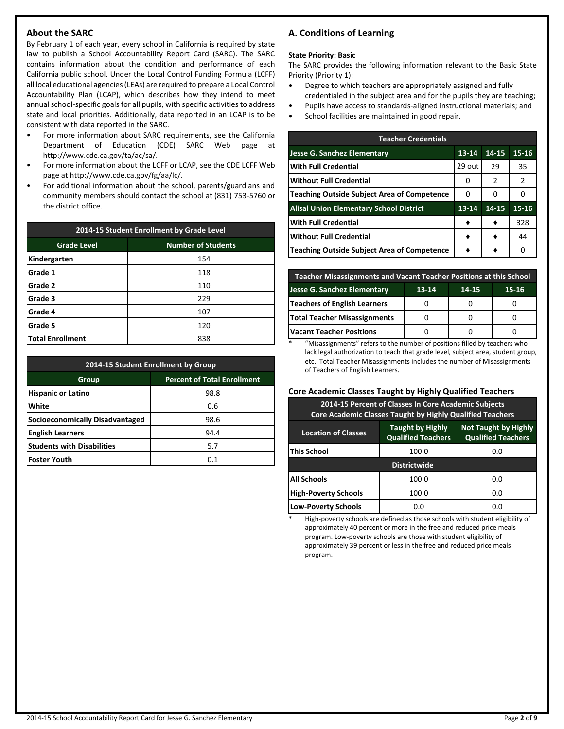## About the SARC

By February 1 of each year, every school in California is required by state law to publish a School Accountability Report Card (SARC). The SARC contains information about the condition and performance of each California public school. Under the Local Control Funding Formula (LCFF) all local educational agencies (LEAs) are required to prepare a Local Control Accountability Plan (LCAP), which describes how they intend to meet annual school-specific goals for all pupils, with specific activities to address state and local priorities. Additionally, data reported in an LCAP is to be consistent with data reported in the SARC.

- For more information about SARC requirements, see the California Department of Education (CDE) SARC Web page at http://www.cde.ca.gov/ta/ac/sa/.
- For more information about the LCFF or LCAP, see the CDE LCFF Web page at http://www.cde.ca.gov/fg/aa/lc/.
- For additional information about the school, parents/guardians and community members should contact the school at (831) 753-5760 or the district office.

| 2014-15 Student Enrollment by Grade Level | |
|---|---|
| **Grade Level** | **Number of Students** |
| Kindergarten | 154 |
| Grade 1 | 118 |
| Grade 2 | 110 |
| Grade 3 | 229 |
| Grade 4 | 107 |
| Grade 5 | 120 |
| Total Enrollment | 838 |

| 2014-15 Student Enrollment by Group | |
|---|---|
| **Group** | **Percent of Total Enrollment** |
| Hispanic or Latino | 98.8 |
| White | 0.6 |
| Socioeconomically Disadvantaged | 98.6 |
| English Learners | 94.4 |
| Students with Disabilities | 5.7 |
| Foster Youth | 0.1 |

## A. Conditions of Learning

**State Priority: Basic**

The SARC provides the following information relevant to the Basic State Priority (Priority 1):

- Degree to which teachers are appropriately assigned and fully credentialed in the subject area and for the pupils they are teaching;
- Pupils have access to standards-aligned instructional materials; and
- School facilities are maintained in good repair.

| Teacher Credentials | | | |
|---|---|---|---|
| **Jesse G. Sanchez Elementary** | **13-14** | **14-15** | **15-16** |
| With Full Credential | 29 out | 29 | 35 |
| Without Full Credential | 0 | 2 | 2 |
| Teaching Outside Subject Area of Competence | 0 | 0 | 0 |
| **Alisal Union Elementary School District** | **13-14** | **14-15** | **15-16** |
| With Full Credential | ♦ | ♦ | 328 |
| Without Full Credential | ♦ | ♦ | 44 |
| Teaching Outside Subject Area of Competence | ♦ | ♦ | 0 |

| Teacher Misassignments and Vacant Teacher Positions at this School | | | |
|---|---|---|---|
| **Jesse G. Sanchez Elementary** | **13-14** | **14-15** | **15-16** |
| Teachers of English Learners | 0 | 0 | 0 |
| Total Teacher Misassignments | 0 | 0 | 0 |
| Vacant Teacher Positions | 0 | 0 | 0 |

\* "Misassignments" refers to the number of positions filled by teachers who lack legal authorization to teach that grade level, subject area, student group, etc. Total Teacher Misassignments includes the number of Misassignments of Teachers of English Learners.

### Core Academic Classes Taught by Highly Qualified Teachers

| 2014-15 Percent of Classes In Core Academic Subjects Core Academic Classes Taught by Highly Qualified Teachers | | |
|---|---|---|
| **Location of Classes** | **Taught by Highly Qualified Teachers** | **Not Taught by Highly Qualified Teachers** |
| This School | 100.0 | 0.0 |
| **Districtwide** | | |
| All Schools | 100.0 | 0.0 |
| High-Poverty Schools | 100.0 | 0.0 |
| Low-Poverty Schools | 0.0 | 0.0 |

\* High-poverty schools are defined as those schools with student eligibility of approximately 40 percent or more in the free and reduced price meals program. Low-poverty schools are those with student eligibility of approximately 39 percent or less in the free and reduced price meals program.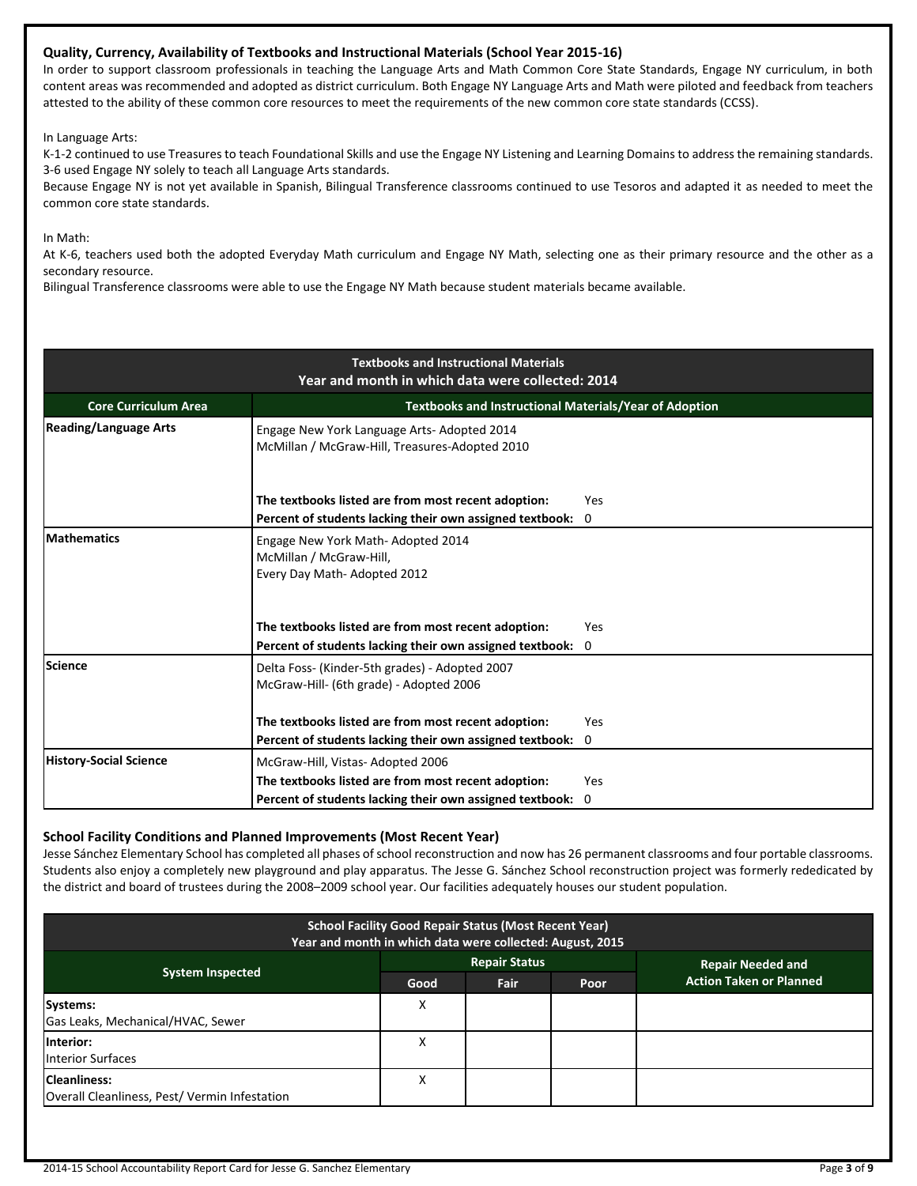### Quality, Currency, Availability of Textbooks and Instructional Materials (School Year 2015-16)

In order to support classroom professionals in teaching the Language Arts and Math Common Core State Standards, Engage NY curriculum, in both content areas was recommended and adopted as district curriculum. Both Engage NY Language Arts and Math were piloted and feedback from teachers attested to the ability of these common core resources to meet the requirements of the new common core state standards (CCSS).

In Language Arts:

K-1-2 continued to use Treasures to teach Foundational Skills and use the Engage NY Listening and Learning Domains to address the remaining standards. 3-6 used Engage NY solely to teach all Language Arts standards.

Because Engage NY is not yet available in Spanish, Bilingual Transference classrooms continued to use Tesoros and adapted it as needed to meet the common core state standards.

In Math:

At K-6, teachers used both the adopted Everyday Math curriculum and Engage NY Math, selecting one as their primary resource and the other as a secondary resource.

Bilingual Transference classrooms were able to use the Engage NY Math because student materials became available.

| Textbooks and Instructional Materials<br>Year and month in which data were collected: 2014 | | |
|---|---|---|
| **Core Curriculum Area** | **Textbooks and Instructional Materials/Year of Adoption** | |
| **Reading/Language Arts** | Engage New York Language Arts- Adopted 2014<br>McMillan / McGraw-Hill, Treasures-Adopted 2010 | |
| | **The textbooks listed are from most recent adoption:** | Yes |
| | **Percent of students lacking their own assigned textbook:** | 0 |
| **Mathematics** | Engage New York Math- Adopted 2014<br>McMillan / McGraw-Hill,<br>Every Day Math- Adopted 2012 | |
| | **The textbooks listed are from most recent adoption:** | Yes |
| | **Percent of students lacking their own assigned textbook:** | 0 |
| **Science** | Delta Foss- (Kinder-5th grades) - Adopted 2007<br>McGraw-Hill- (6th grade) - Adopted 2006 | |
| | **The textbooks listed are from most recent adoption:** | Yes |
| | **Percent of students lacking their own assigned textbook:** | 0 |
| **History-Social Science** | McGraw-Hill, Vistas- Adopted 2006 | |
| | **The textbooks listed are from most recent adoption:** | Yes |
| | **Percent of students lacking their own assigned textbook:** | 0 |

### School Facility Conditions and Planned Improvements (Most Recent Year)

Jesse Sánchez Elementary School has completed all phases of school reconstruction and now has 26 permanent classrooms and four portable classrooms. Students also enjoy a completely new playground and play apparatus. The Jesse G. Sánchez School reconstruction project was formerly rededicated by the district and board of trustees during the 2008–2009 school year. Our facilities adequately houses our student population.

| School Facility Good Repair Status (Most Recent Year)<br>Year and month in which data were collected: August, 2015 | | | | |
|---|---|---|---|---|
| **System Inspected** | **Repair Status** | | | **Repair Needed and Action Taken or Planned** |
| | **Good** | **Fair** | **Poor** | |
| **Systems:**<br>Gas Leaks, Mechanical/HVAC, Sewer | X | | | |
| **Interior:**<br>Interior Surfaces | X | | | |
| **Cleanliness:**<br>Overall Cleanliness, Pest/ Vermin Infestation | X | | | |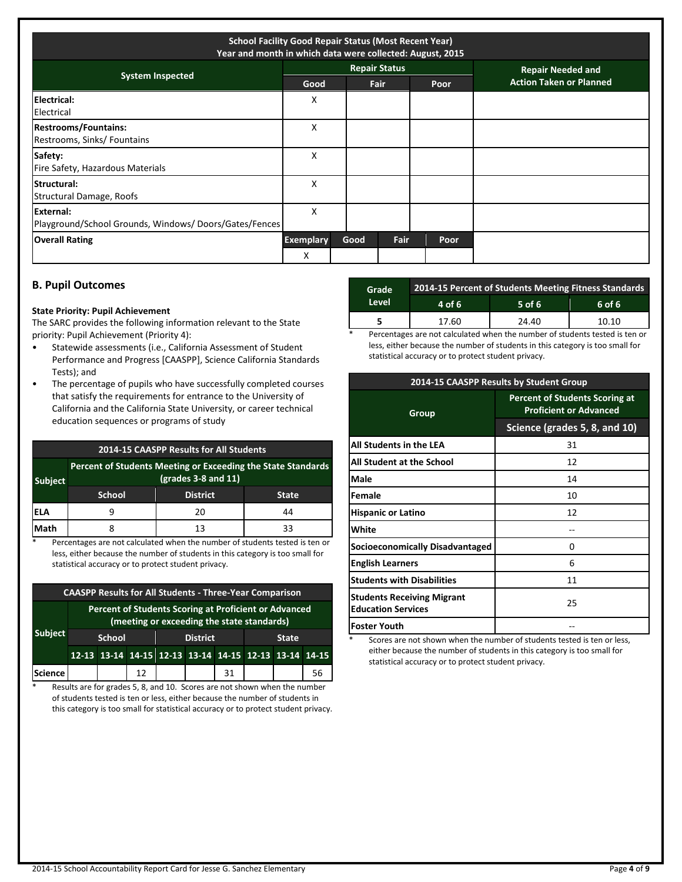| School Facility Good Repair Status (Most Recent Year) Year and month in which data were collected: August, 2015 | | | | |
|---|---|---|---|---|
| System Inspected | Repair Status | | | Repair Needed and Action Taken or Planned |
| | Good | Fair | Poor | |
| **Electrical:** Electrical | X | | | |
| **Restrooms/Fountains:** Restrooms, Sinks/ Fountains | X | | | |
| **Safety:** Fire Safety, Hazardous Materials | X | | | |
| **Structural:** Structural Damage, Roofs | X | | | |
| **External:** Playground/School Grounds, Windows/ Doors/Gates/Fences | X | | | |

| Overall Rating | Exemplary | Good | Fair | Poor |
|---|---|---|---|---|
| | X | | | |

## B. Pupil Outcomes

**State Priority: Pupil Achievement**

The SARC provides the following information relevant to the State priority: Pupil Achievement (Priority 4):

- Statewide assessments (i.e., California Assessment of Student Performance and Progress [CAASPP], Science California Standards Tests); and
- The percentage of pupils who have successfully completed courses that satisfy the requirements for entrance to the University of California and the California State University, or career technical education sequences or programs of study

| 2014-15 CAASPP Results for All Students | | | |
|---|---|---|---|
| Subject | Percent of Students Meeting or Exceeding the State Standards (grades 3-8 and 11) | | |
| | School | District | State |
| ELA | 9 | 20 | 44 |
| Math | 8 | 13 | 33 |

\* Percentages are not calculated when the number of students tested is ten or less, either because the number of students in this category is too small for statistical accuracy or to protect student privacy.

| CAASPP Results for All Students - Three-Year Comparison | | | | | | | | | |
|---|---|---|---|---|---|---|---|---|---|
| Subject | Percent of Students Scoring at Proficient or Advanced (meeting or exceeding the state standards) | | | | | | | | |
| | School | | | District | | | State | | |
| | 12-13 | 13-14 | 14-15 | 12-13 | 13-14 | 14-15 | 12-13 | 13-14 | 14-15 |
| Science | | | 12 | | | 31 | | | 56 |

\* Results are for grades 5, 8, and 10. Scores are not shown when the number of students tested is ten or less, either because the number of students in this category is too small for statistical accuracy or to protect student privacy.

| Grade Level | 2014-15 Percent of Students Meeting Fitness Standards | | |
|---|---|---|---|
| | 4 of 6 | 5 of 6 | 6 of 6 |
| 5 | 17.60 | 24.40 | 10.10 |

\* Percentages are not calculated when the number of students tested is ten or less, either because the number of students in this category is too small for statistical accuracy or to protect student privacy.

| 2014-15 CAASPP Results by Student Group | |
|---|---|
| Group | Percent of Students Scoring at Proficient or Advanced |
| | Science (grades 5, 8, and 10) |
| All Students in the LEA | 31 |
| All Student at the School | 12 |
| Male | 14 |
| Female | 10 |
| Hispanic or Latino | 12 |
| White | -- |
| Socioeconomically Disadvantaged | 0 |
| English Learners | 6 |
| Students with Disabilities | 11 |
| Students Receiving Migrant Education Services | 25 |
| Foster Youth | -- |

\* Scores are not shown when the number of students tested is ten or less, either because the number of students in this category is too small for statistical accuracy or to protect student privacy.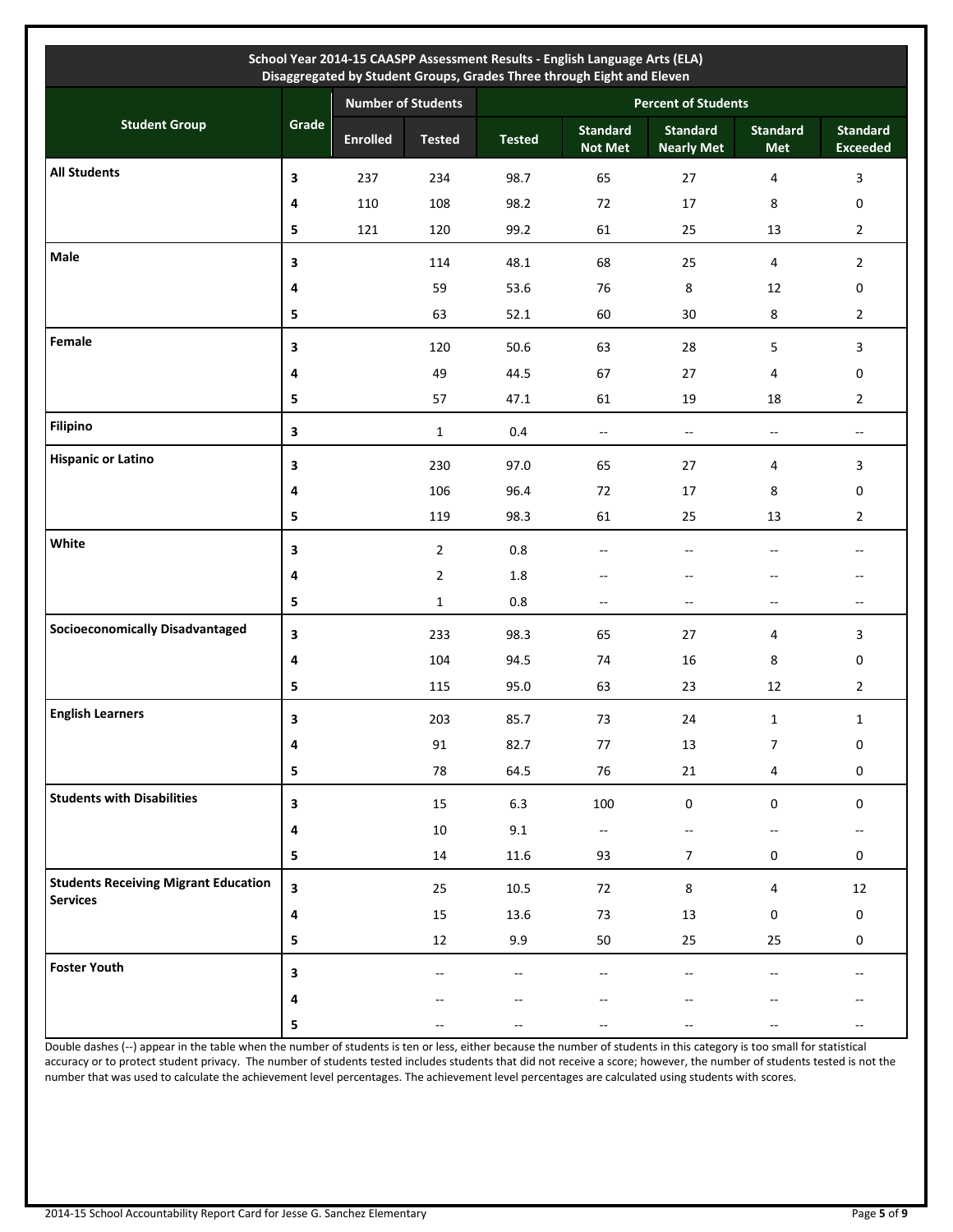| School Year 2014-15 CAASPP Assessment Results - English Language Arts (ELA) Disaggregated by Student Groups, Grades Three through Eight and Eleven | | | | | | | | |
|---|---|---|---|---|---|---|---|---|
| Student Group | Grade | Number of Students | | Percent of Students | | | | |
| | | Enrolled | Tested | Tested | Standard Not Met | Standard Nearly Met | Standard Met | Standard Exceeded |
| **All Students** | **3** | 237 | 234 | 98.7 | 65 | 27 | 4 | 3 |
| | **4** | 110 | 108 | 98.2 | 72 | 17 | 8 | 0 |
| | **5** | 121 | 120 | 99.2 | 61 | 25 | 13 | 2 |
| **Male** | **3** | | 114 | 48.1 | 68 | 25 | 4 | 2 |
| | **4** | | 59 | 53.6 | 76 | 8 | 12 | 0 |
| | **5** | | 63 | 52.1 | 60 | 30 | 8 | 2 |
| **Female** | **3** | | 120 | 50.6 | 63 | 28 | 5 | 3 |
| | **4** | | 49 | 44.5 | 67 | 27 | 4 | 0 |
| | **5** | | 57 | 47.1 | 61 | 19 | 18 | 2 |
| **Filipino** | **3** | | 1 | 0.4 | -- | -- | -- | -- |
| **Hispanic or Latino** | **3** | | 230 | 97.0 | 65 | 27 | 4 | 3 |
| | **4** | | 106 | 96.4 | 72 | 17 | 8 | 0 |
| | **5** | | 119 | 98.3 | 61 | 25 | 13 | 2 |
| **White** | **3** | | 2 | 0.8 | -- | -- | -- | -- |
| | **4** | | 2 | 1.8 | -- | -- | -- | -- |
| | **5** | | 1 | 0.8 | -- | -- | -- | -- |
| **Socioeconomically Disadvantaged** | **3** | | 233 | 98.3 | 65 | 27 | 4 | 3 |
| | **4** | | 104 | 94.5 | 74 | 16 | 8 | 0 |
| | **5** | | 115 | 95.0 | 63 | 23 | 12 | 2 |
| **English Learners** | **3** | | 203 | 85.7 | 73 | 24 | 1 | 1 |
| | **4** | | 91 | 82.7 | 77 | 13 | 7 | 0 |
| | **5** | | 78 | 64.5 | 76 | 21 | 4 | 0 |
| **Students with Disabilities** | **3** | | 15 | 6.3 | 100 | 0 | 0 | 0 |
| | **4** | | 10 | 9.1 | -- | -- | -- | -- |
| | **5** | | 14 | 11.6 | 93 | 7 | 0 | 0 |
| **Students Receiving Migrant Education Services** | **3** | | 25 | 10.5 | 72 | 8 | 4 | 12 |
| | **4** | | 15 | 13.6 | 73 | 13 | 0 | 0 |
| | **5** | | 12 | 9.9 | 50 | 25 | 25 | 0 |
| **Foster Youth** | **3** | | -- | -- | -- | -- | -- | -- |
| | **4** | | -- | -- | -- | -- | -- | -- |
| | **5** | | -- | -- | -- | -- | -- | -- |

Double dashes (--) appear in the table when the number of students is ten or less, either because the number of students in this category is too small for statistical accuracy or to protect student privacy. The number of students tested includes students that did not receive a score; however, the number of students tested is not the number that was used to calculate the achievement level percentages. The achievement level percentages are calculated using students with scores.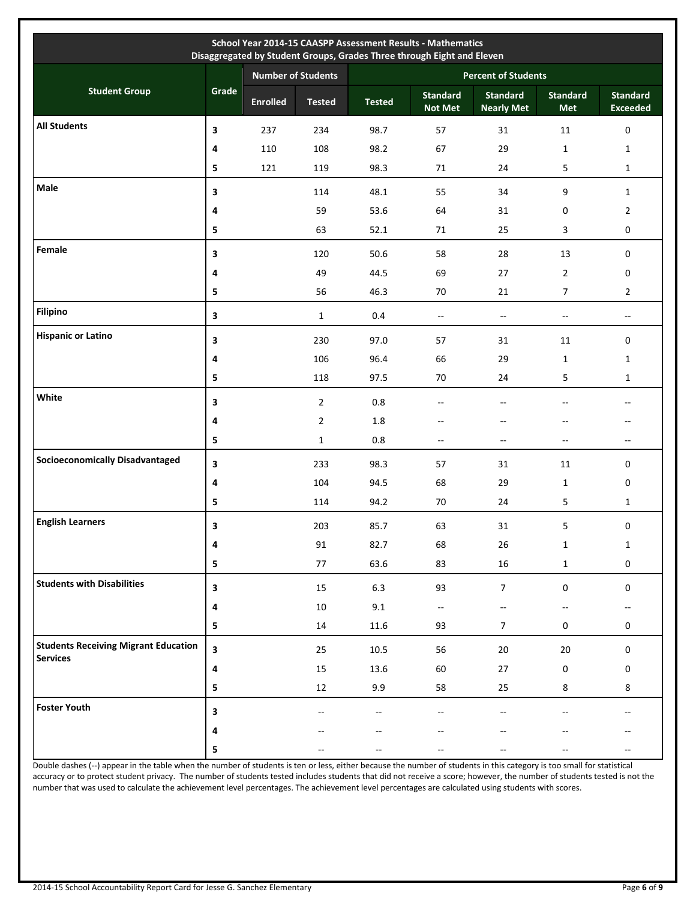| School Year 2014-15 CAASPP Assessment Results - Mathematics Disaggregated by Student Groups, Grades Three through Eight and Eleven | | | | | | | | |
|---|---|---|---|---|---|---|---|---|
| Student Group | Grade | Number of Students | | Percent of Students | | | | |
| | | Enrolled | Tested | Tested | Standard Not Met | Standard Nearly Met | Standard Met | Standard Exceeded |
| **All Students** | 3 | 237 | 234 | 98.7 | 57 | 31 | 11 | 0 |
| | 4 | 110 | 108 | 98.2 | 67 | 29 | 1 | 1 |
| | 5 | 121 | 119 | 98.3 | 71 | 24 | 5 | 1 |
| **Male** | 3 | | 114 | 48.1 | 55 | 34 | 9 | 1 |
| | 4 | | 59 | 53.6 | 64 | 31 | 0 | 2 |
| | 5 | | 63 | 52.1 | 71 | 25 | 3 | 0 |
| **Female** | 3 | | 120 | 50.6 | 58 | 28 | 13 | 0 |
| | 4 | | 49 | 44.5 | 69 | 27 | 2 | 0 |
| | 5 | | 56 | 46.3 | 70 | 21 | 7 | 2 |
| **Filipino** | 3 | | 1 | 0.4 | -- | -- | -- | -- |
| **Hispanic or Latino** | 3 | | 230 | 97.0 | 57 | 31 | 11 | 0 |
| | 4 | | 106 | 96.4 | 66 | 29 | 1 | 1 |
| | 5 | | 118 | 97.5 | 70 | 24 | 5 | 1 |
| **White** | 3 | | 2 | 0.8 | -- | -- | -- | -- |
| | 4 | | 2 | 1.8 | -- | -- | -- | -- |
| | 5 | | 1 | 0.8 | -- | -- | -- | -- |
| **Socioeconomically Disadvantaged** | 3 | | 233 | 98.3 | 57 | 31 | 11 | 0 |
| | 4 | | 104 | 94.5 | 68 | 29 | 1 | 0 |
| | 5 | | 114 | 94.2 | 70 | 24 | 5 | 1 |
| **English Learners** | 3 | | 203 | 85.7 | 63 | 31 | 5 | 0 |
| | 4 | | 91 | 82.7 | 68 | 26 | 1 | 1 |
| | 5 | | 77 | 63.6 | 83 | 16 | 1 | 0 |
| **Students with Disabilities** | 3 | | 15 | 6.3 | 93 | 7 | 0 | 0 |
| | 4 | | 10 | 9.1 | -- | -- | -- | -- |
| | 5 | | 14 | 11.6 | 93 | 7 | 0 | 0 |
| **Students Receiving Migrant Education Services** | 3 | | 25 | 10.5 | 56 | 20 | 20 | 0 |
| | 4 | | 15 | 13.6 | 60 | 27 | 0 | 0 |
| | 5 | | 12 | 9.9 | 58 | 25 | 8 | 8 |
| **Foster Youth** | 3 | | -- | -- | -- | -- | -- | -- |
| | 4 | | -- | -- | -- | -- | -- | -- |
| | 5 | | -- | -- | -- | -- | -- | -- |

Double dashes (--) appear in the table when the number of students is ten or less, either because the number of students in this category is too small for statistical accuracy or to protect student privacy. The number of students tested includes students that did not receive a score; however, the number of students tested is not the number that was used to calculate the achievement level percentages. The achievement level percentages are calculated using students with scores.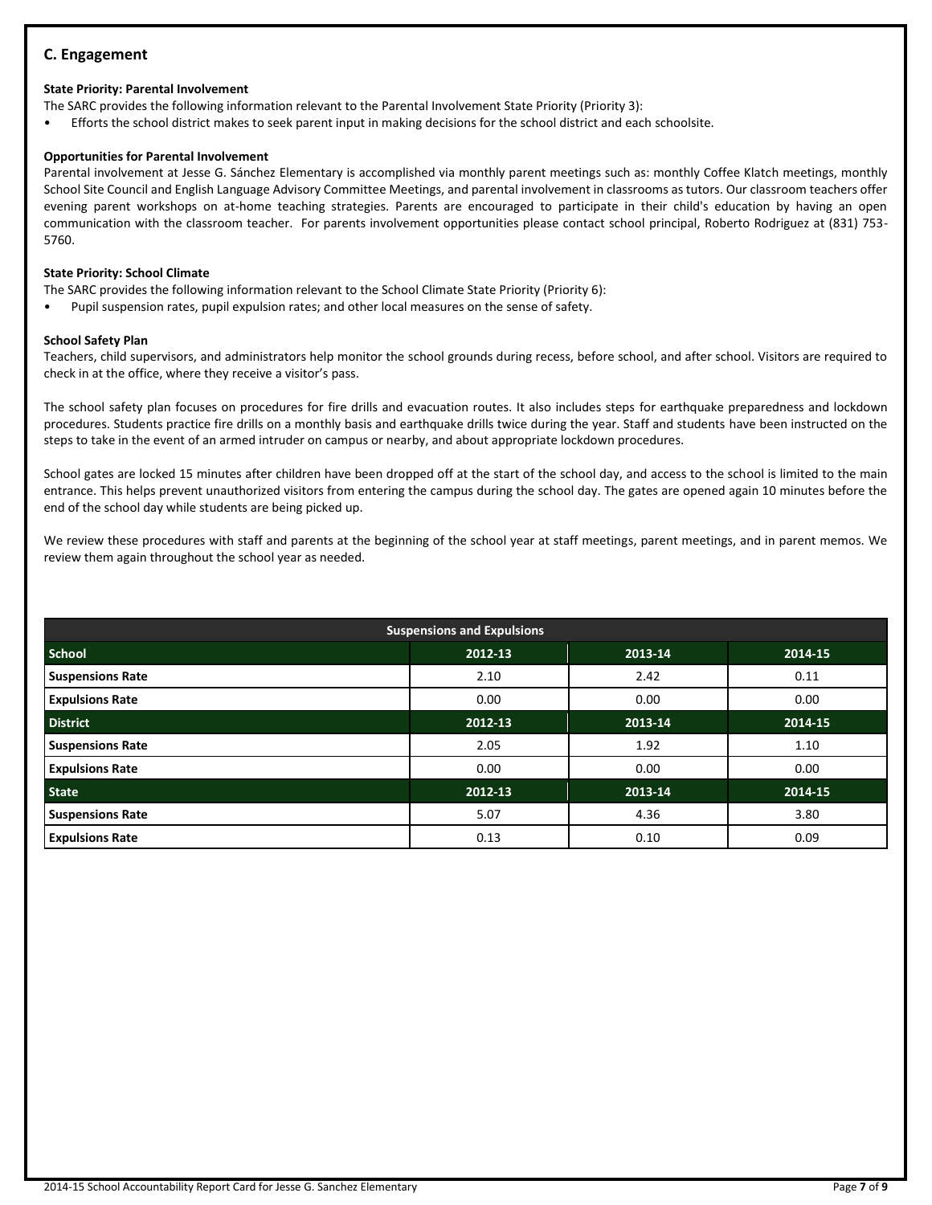## C. Engagement

**State Priority: Parental Involvement**

The SARC provides the following information relevant to the Parental Involvement State Priority (Priority 3):

- Efforts the school district makes to seek parent input in making decisions for the school district and each schoolsite.

**Opportunities for Parental Involvement**

Parental involvement at Jesse G. Sánchez Elementary is accomplished via monthly parent meetings such as: monthly Coffee Klatch meetings, monthly School Site Council and English Language Advisory Committee Meetings, and parental involvement in classrooms as tutors. Our classroom teachers offer evening parent workshops on at-home teaching strategies. Parents are encouraged to participate in their child's education by having an open communication with the classroom teacher. For parents involvement opportunities please contact school principal, Roberto Rodriguez at (831) 753-5760.

**State Priority: School Climate**

The SARC provides the following information relevant to the School Climate State Priority (Priority 6):

- Pupil suspension rates, pupil expulsion rates; and other local measures on the sense of safety.

**School Safety Plan**

Teachers, child supervisors, and administrators help monitor the school grounds during recess, before school, and after school. Visitors are required to check in at the office, where they receive a visitor's pass.

The school safety plan focuses on procedures for fire drills and evacuation routes. It also includes steps for earthquake preparedness and lockdown procedures. Students practice fire drills on a monthly basis and earthquake drills twice during the year. Staff and students have been instructed on the steps to take in the event of an armed intruder on campus or nearby, and about appropriate lockdown procedures.

School gates are locked 15 minutes after children have been dropped off at the start of the school day, and access to the school is limited to the main entrance. This helps prevent unauthorized visitors from entering the campus during the school day. The gates are opened again 10 minutes before the end of the school day while students are being picked up.

We review these procedures with staff and parents at the beginning of the school year at staff meetings, parent meetings, and in parent memos. We review them again throughout the school year as needed.

| Suspensions and Expulsions | | | |
|---|---|---|---|
| **School** | **2012-13** | **2013-14** | **2014-15** |
| Suspensions Rate | 2.10 | 2.42 | 0.11 |
| Expulsions Rate | 0.00 | 0.00 | 0.00 |
| **District** | **2012-13** | **2013-14** | **2014-15** |
| Suspensions Rate | 2.05 | 1.92 | 1.10 |
| Expulsions Rate | 0.00 | 0.00 | 0.00 |
| **State** | **2012-13** | **2013-14** | **2014-15** |
| Suspensions Rate | 5.07 | 4.36 | 3.80 |
| Expulsions Rate | 0.13 | 0.10 | 0.09 |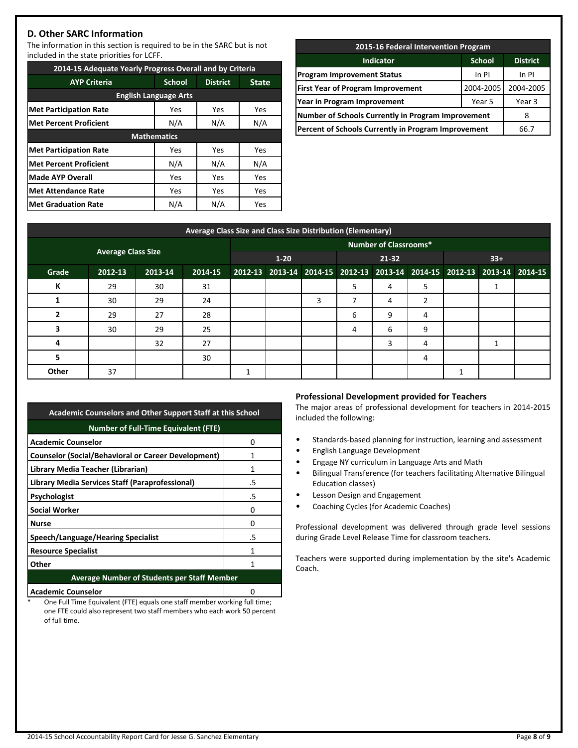## D. Other SARC Information

The information in this section is required to be in the SARC but is not included in the state priorities for LCFF.

| 2014-15 Adequate Yearly Progress Overall and by Criteria | | | |
|---|---|---|---|
| **AYP Criteria** | **School** | **District** | **State** |
| **English Language Arts** | | | |
| **Met Participation Rate** | Yes | Yes | Yes |
| **Met Percent Proficient** | N/A | N/A | N/A |
| **Mathematics** | | | |
| **Met Participation Rate** | Yes | Yes | Yes |
| **Met Percent Proficient** | N/A | N/A | N/A |
| **Made AYP Overall** | Yes | Yes | Yes |
| **Met Attendance Rate** | Yes | Yes | Yes |
| **Met Graduation Rate** | N/A | N/A | Yes |

| 2015-16 Federal Intervention Program | | |
|---|---|---|
| **Indicator** | **School** | **District** |
| **Program Improvement Status** | In PI | In PI |
| **First Year of Program Improvement** | 2004-2005 | 2004-2005 |
| **Year in Program Improvement** | Year 5 | Year 3 |
| **Number of Schools Currently in Program Improvement** | | 8 |
| **Percent of Schools Currently in Program Improvement** | | 66.7 |

| Average Class Size and Class Size Distribution (Elementary) | | | | | | | | | | | | |
|---|---|---|---|---|---|---|---|---|---|---|---|---|
| | **Average Class Size** | | | **Number of Classrooms*** | | | | | | | | |
| | | | | **1-20** | | | **21-32** | | | **33+** | | |
| **Grade** | **2012-13** | **2013-14** | **2014-15** | **2012-13** | **2013-14** | **2014-15** | **2012-13** | **2013-14** | **2014-15** | **2012-13** | **2013-14** | **2014-15** |
| **K** | 29 | 30 | 31 | | | | 5 | 4 | 5 | | 1 | |
| **1** | 30 | 29 | 24 | | | 3 | 7 | 4 | 2 | | | |
| **2** | 29 | 27 | 28 | | | | 6 | 9 | 4 | | | |
| **3** | 30 | 29 | 25 | | | | 4 | 6 | 9 | | | |
| **4** | | 32 | 27 | | | | | 3 | 4 | | 1 | |
| **5** | | | 30 | | | | | | 4 | | | |
| **Other** | 37 | | | 1 | | | | | | 1 | | |

| Academic Counselors and Other Support Staff at this School | |
|---|---|
| **Number of Full-Time Equivalent (FTE)** | |
| **Academic Counselor** | 0 |
| **Counselor (Social/Behavioral or Career Development)** | 1 |
| **Library Media Teacher (Librarian)** | 1 |
| **Library Media Services Staff (Paraprofessional)** | .5 |
| **Psychologist** | .5 |
| **Social Worker** | 0 |
| **Nurse** | 0 |
| **Speech/Language/Hearing Specialist** | .5 |
| **Resource Specialist** | 1 |
| **Other** | 1 |
| **Average Number of Students per Staff Member** | |
| **Academic Counselor** | 0 |

\* One Full Time Equivalent (FTE) equals one staff member working full time; one FTE could also represent two staff members who each work 50 percent of full time.

### Professional Development provided for Teachers

The major areas of professional development for teachers in 2014-2015 included the following:

- Standards-based planning for instruction, learning and assessment
- English Language Development
- Engage NY curriculum in Language Arts and Math
- Bilingual Transference (for teachers facilitating Alternative Bilingual Education classes)
- Lesson Design and Engagement
- Coaching Cycles (for Academic Coaches)

Professional development was delivered through grade level sessions during Grade Level Release Time for classroom teachers.

Teachers were supported during implementation by the site's Academic Coach.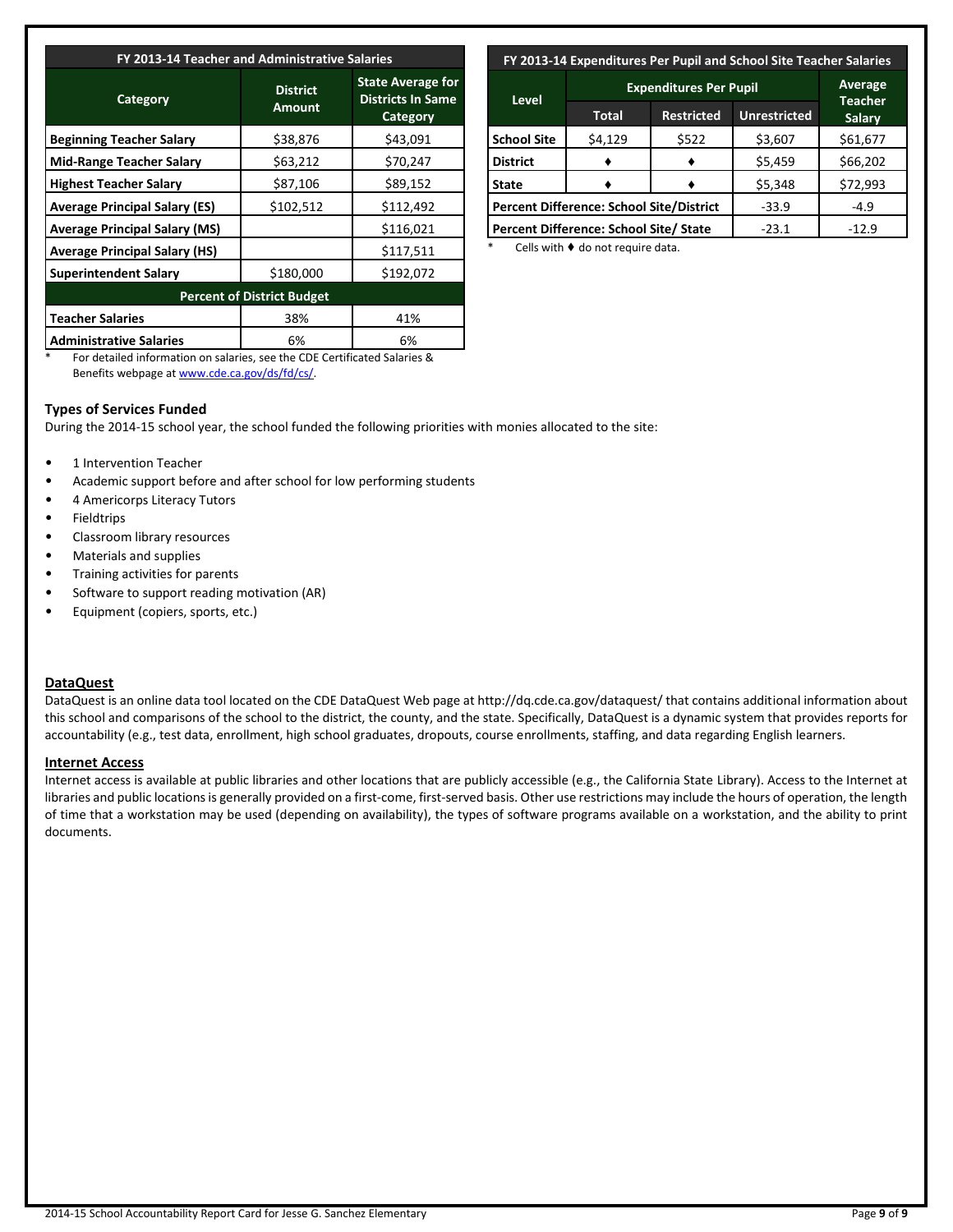| FY 2013-14 Teacher and Administrative Salaries | | |
|---|---|---|
| **Category** | **District Amount** | **State Average for Districts In Same Category** |
| **Beginning Teacher Salary** | $38,876 | $43,091 |
| **Mid-Range Teacher Salary** | $63,212 | $70,247 |
| **Highest Teacher Salary** | $87,106 | $89,152 |
| **Average Principal Salary (ES)** | $102,512 | $112,492 |
| **Average Principal Salary (MS)** | | $116,021 |
| **Average Principal Salary (HS)** | | $117,511 |
| **Superintendent Salary** | $180,000 | $192,072 |
| **Percent of District Budget** | | |
| **Teacher Salaries** | 38% | 41% |
| **Administrative Salaries** | 6% | 6% |

\* For detailed information on salaries, see the CDE Certificated Salaries & Benefits webpage at www.cde.ca.gov/ds/fd/cs/.

| FY 2013-14 Expenditures Per Pupil and School Site Teacher Salaries | | | | |
|---|---|---|---|---|
| **Level** | **Expenditures Per Pupil** | | | **Average Teacher Salary** |
| | **Total** | **Restricted** | **Unrestricted** | |
| **School Site** | $4,129 | $522 | $3,607 | $61,677 |
| **District** | ♦ | ♦ | $5,459 | $66,202 |
| **State** | ♦ | ♦ | $5,348 | $72,993 |
| **Percent Difference: School Site/District** | | | -33.9 | -4.9 |
| **Percent Difference: School Site/ State** | | | -23.1 | -12.9 |

\* Cells with ♦ do not require data.

### Types of Services Funded

During the 2014-15 school year, the school funded the following priorities with monies allocated to the site:

- 1 Intervention Teacher
- Academic support before and after school for low performing students
- 4 Americorps Literacy Tutors
- Fieldtrips
- Classroom library resources
- Materials and supplies
- Training activities for parents
- Software to support reading motivation (AR)
- Equipment (copiers, sports, etc.)

### DataQuest

DataQuest is an online data tool located on the CDE DataQuest Web page at http://dq.cde.ca.gov/dataquest/ that contains additional information about this school and comparisons of the school to the district, the county, and the state. Specifically, DataQuest is a dynamic system that provides reports for accountability (e.g., test data, enrollment, high school graduates, dropouts, course enrollments, staffing, and data regarding English learners.

### Internet Access

Internet access is available at public libraries and other locations that are publicly accessible (e.g., the California State Library). Access to the Internet at libraries and public locations is generally provided on a first-come, first-served basis. Other use restrictions may include the hours of operation, the length of time that a workstation may be used (depending on availability), the types of software programs available on a workstation, and the ability to print documents.